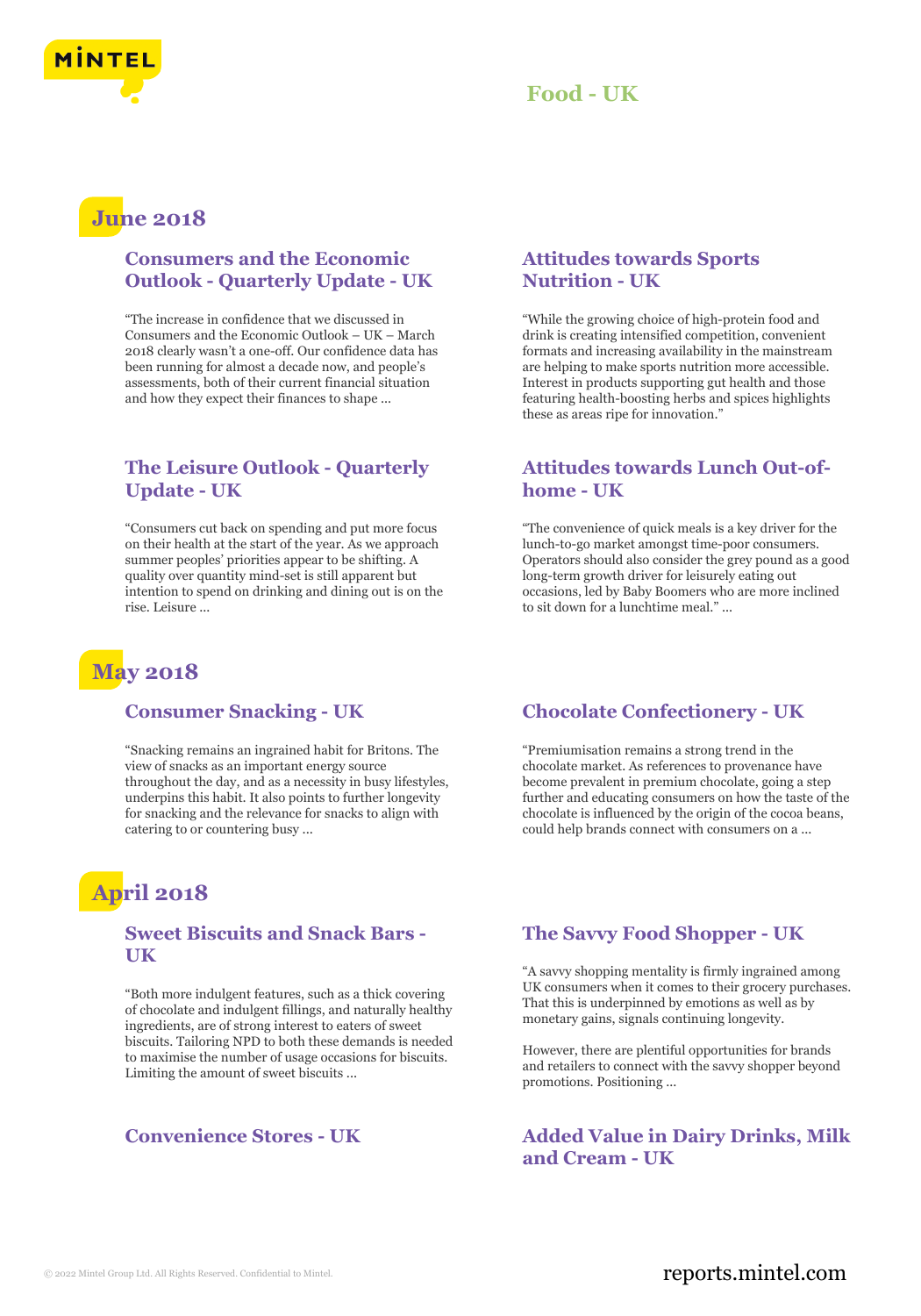# Food - UK

## June 2018

### Consumers and the Economic Outlook - Quarterly Update - UK

"The increase in confidence that we discussed in Consumers and the Economic Outlook – UK – March 2018 clearly wasn't a one-off. Our confidence data has been running for almost a decade now, and people's assessments, both of their current financial situation and how they expect their finances to shape ...

### Attitudes towards Sports Nutrition - UK

"While the growing choice of high-protein food and drink is creating intensified competition, convenient formats and increasing availability in the mainstream are helping to make sports nutrition more accessible. Interest in products supporting gut health and those featuring health-boosting herbs and spices highlights these as areas ripe for innovation."

### The Leisure Outlook - Quarterly Update - UK

"Consumers cut back on spending and put more focus on their health at the start of the year. As we approach summer peoples' priorities appear to be shifting. A quality over quantity mind-set is still apparent but intention to spend on drinking and dining out is on the rise. Leisure ...

### Attitudes towards Lunch Out-of-home - UK

"The convenience of quick meals is a key driver for the lunch-to-go market amongst time-poor consumers. Operators should also consider the grey pound as a good long-term growth driver for leisurely eating out occasions, led by Baby Boomers who are more inclined to sit down for a lunchtime meal." ...

## May 2018

### Consumer Snacking - UK

"Snacking remains an ingrained habit for Britons. The view of snacks as an important energy source throughout the day, and as a necessity in busy lifestyles, underpins this habit. It also points to further longevity for snacking and the relevance for snacks to align with catering to or countering busy ...

### Chocolate Confectionery - UK

"Premiumisation remains a strong trend in the chocolate market. As references to provenance have become prevalent in premium chocolate, going a step further and educating consumers on how the taste of the chocolate is influenced by the origin of the cocoa beans, could help brands connect with consumers on a ...

## April 2018

### Sweet Biscuits and Snack Bars - UK

"Both more indulgent features, such as a thick covering of chocolate and indulgent fillings, and naturally healthy ingredients, are of strong interest to eaters of sweet biscuits. Tailoring NPD to both these demands is needed to maximise the number of usage occasions for biscuits. Limiting the amount of sweet biscuits ...

### The Savvy Food Shopper - UK

"A savvy shopping mentality is firmly ingrained among UK consumers when it comes to their grocery purchases. That this is underpinned by emotions as well as by monetary gains, signals continuing longevity.

However, there are plentiful opportunities for brands and retailers to connect with the savvy shopper beyond promotions. Positioning ...

### Convenience Stores - UK

### Added Value in Dairy Drinks, Milk and Cream - UK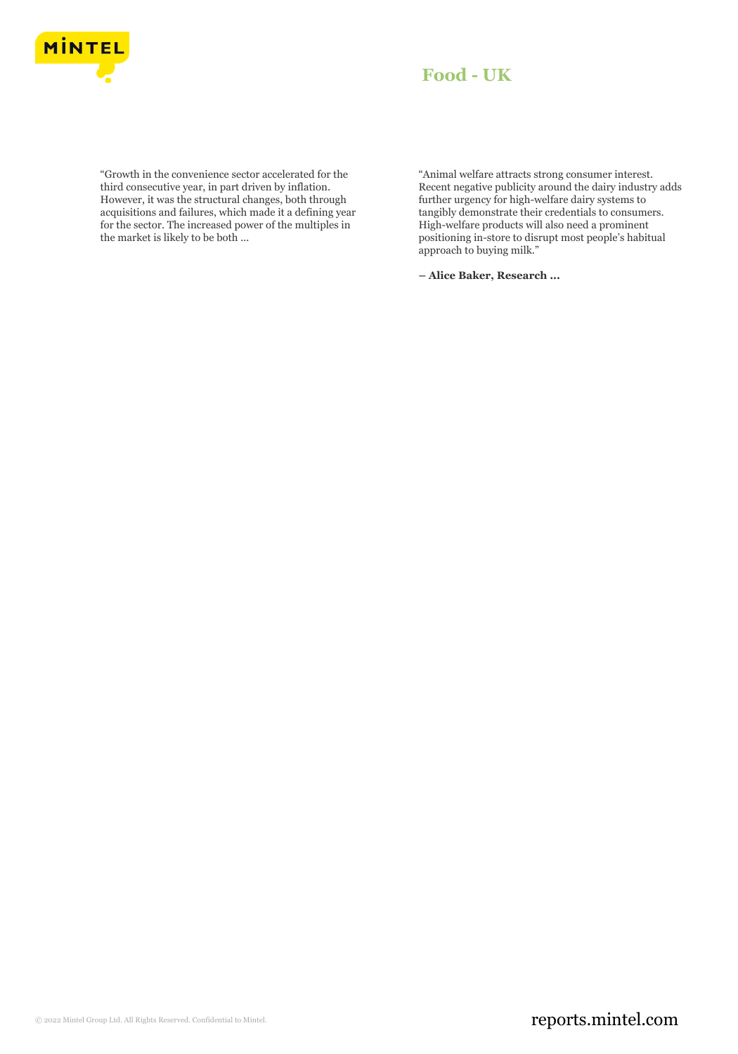## Food - UK

"Growth in the convenience sector accelerated for the third consecutive year, in part driven by inflation. However, it was the structural changes, both through acquisitions and failures, which made it a defining year for the sector. The increased power of the multiples in the market is likely to be both ...

"Animal welfare attracts strong consumer interest. Recent negative publicity around the dairy industry adds further urgency for high-welfare dairy systems to tangibly demonstrate their credentials to consumers. High-welfare products will also need a prominent positioning in-store to disrupt most people's habitual approach to buying milk."

**– Alice Baker, Research ...**